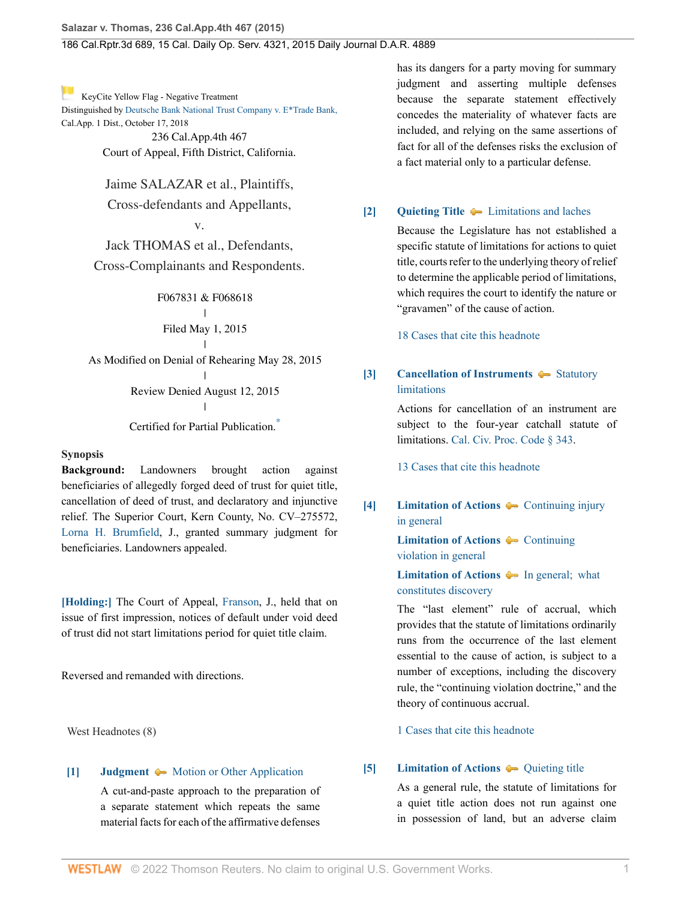KeyCite Yellow Flag - Negative Treatment
Distinguished by Deutsche Bank National Trust Company v. E*Trade Bank, Cal.App. 1 Dist., October 17, 2018

236 Cal.App.4th 467
Court of Appeal, Fifth District, California.

Jaime SALAZAR et al., Plaintiffs, Cross-defendants and Appellants,
v.
Jack THOMAS et al., Defendants, Cross-Complainants and Respondents.

F067831 & F068618
|
Filed May 1, 2015
|
As Modified on Denial of Rehearing May 28, 2015
|
Review Denied August 12, 2015
|
Certified for Partial Publication.*

**Synopsis**

**Background:** Landowners brought action against beneficiaries of allegedly forged deed of trust for quiet title, cancellation of deed of trust, and declaratory and injunctive relief. The Superior Court, Kern County, No. CV–275572, Lorna H. Brumfield, J., granted summary judgment for beneficiaries. Landowners appealed.

**[Holding:]** The Court of Appeal, Franson, J., held that on issue of first impression, notices of default under void deed of trust did not start limitations period for quiet title claim.

Reversed and remanded with directions.

West Headnotes (8)

**[1]** **Judgment** Motion or Other Application

A cut-and-paste approach to the preparation of a separate statement which repeats the same material facts for each of the affirmative defenses has its dangers for a party moving for summary judgment and asserting multiple defenses because the separate statement effectively concedes the materiality of whatever facts are included, and relying on the same assertions of fact for all of the defenses risks the exclusion of a fact material only to a particular defense.

**[2]** **Quieting Title** Limitations and laches

Because the Legislature has not established a specific statute of limitations for actions to quiet title, courts refer to the underlying theory of relief to determine the applicable period of limitations, which requires the court to identify the nature or "gravamen" of the cause of action.

18 Cases that cite this headnote

**[3]** **Cancellation of Instruments** Statutory limitations

Actions for cancellation of an instrument are subject to the four-year catchall statute of limitations. Cal. Civ. Proc. Code § 343.

13 Cases that cite this headnote

**[4]** **Limitation of Actions** Continuing injury in general

**Limitation of Actions** Continuing violation in general

**Limitation of Actions** In general; what constitutes discovery

The "last element" rule of accrual, which provides that the statute of limitations ordinarily runs from the occurrence of the last element essential to the cause of action, is subject to a number of exceptions, including the discovery rule, the "continuing violation doctrine," and the theory of continuous accrual.

1 Cases that cite this headnote

**[5]** **Limitation of Actions** Quieting title

As a general rule, the statute of limitations for a quiet title action does not run against one in possession of land, but an adverse claim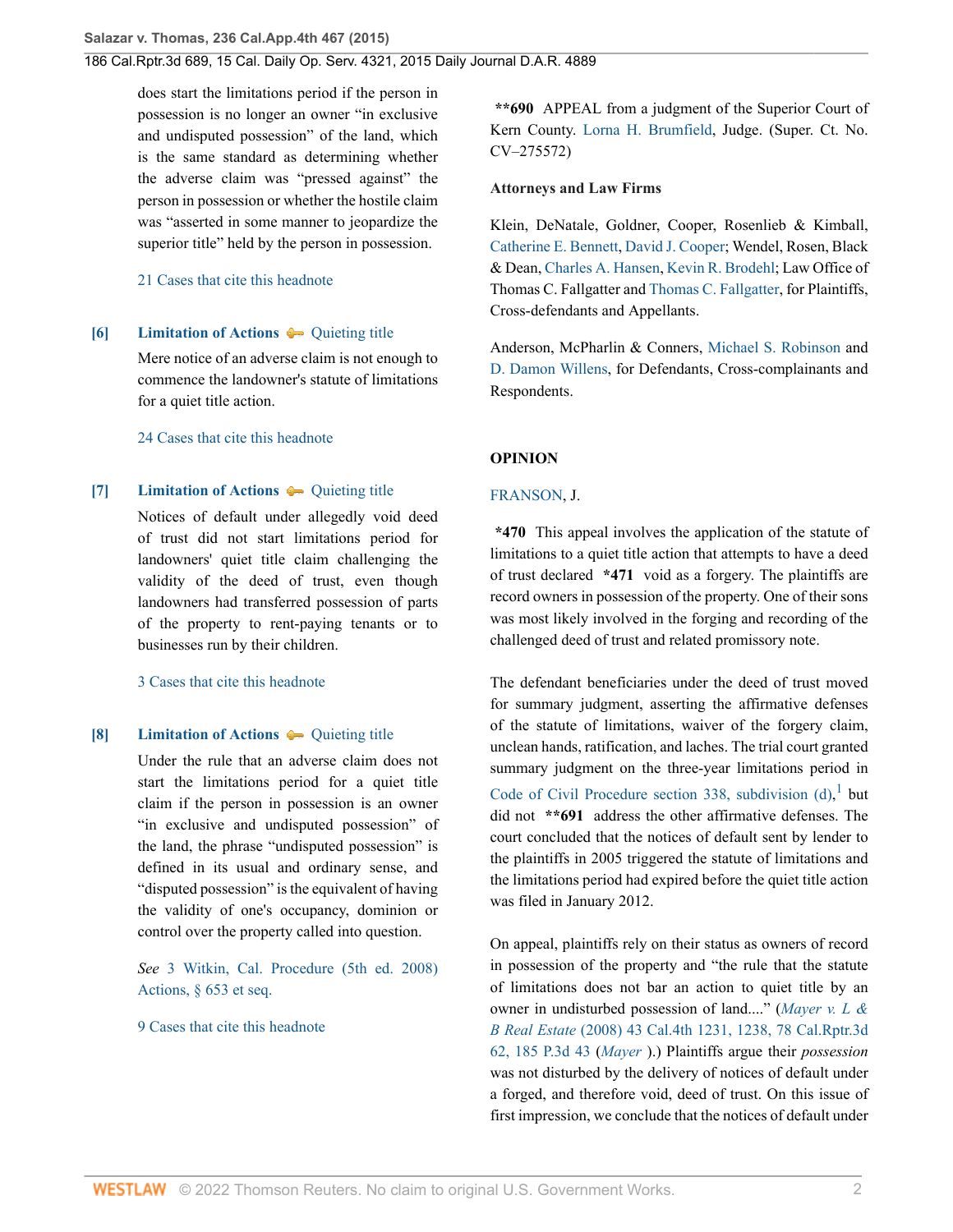does start the limitations period if the person in possession is no longer an owner "in exclusive and undisputed possession" of the land, which is the same standard as determining whether the adverse claim was "pressed against" the person in possession or whether the hostile claim was "asserted in some manner to jeopardize the superior title" held by the person in possession.

21 Cases that cite this headnote

**[6]** **Limitation of Actions** — Quieting title

Mere notice of an adverse claim is not enough to commence the landowner's statute of limitations for a quiet title action.

24 Cases that cite this headnote

**[7]** **Limitation of Actions** — Quieting title

Notices of default under allegedly void deed of trust did not start limitations period for landowners' quiet title claim challenging the validity of the deed of trust, even though landowners had transferred possession of parts of the property to rent-paying tenants or to businesses run by their children.

3 Cases that cite this headnote

**[8]** **Limitation of Actions** — Quieting title

Under the rule that an adverse claim does not start the limitations period for a quiet title claim if the person in possession is an owner "in exclusive and undisputed possession" of the land, the phrase "undisputed possession" is defined in its usual and ordinary sense, and "disputed possession" is the equivalent of having the validity of one's occupancy, dominion or control over the property called into question.

*See* 3 Witkin, Cal. Procedure (5th ed. 2008) Actions, § 653 et seq.

9 Cases that cite this headnote

**\*\*690** APPEAL from a judgment of the Superior Court of Kern County. Lorna H. Brumfield, Judge. (Super. Ct. No. CV–275572)

**Attorneys and Law Firms**

Klein, DeNatale, Goldner, Cooper, Rosenlieb & Kimball, Catherine E. Bennett, David J. Cooper; Wendel, Rosen, Black & Dean, Charles A. Hansen, Kevin R. Brodehl; Law Office of Thomas C. Fallgatter and Thomas C. Fallgatter, for Plaintiffs, Cross-defendants and Appellants.

Anderson, McPharlin & Conners, Michael S. Robinson and D. Damon Willens, for Defendants, Cross-complainants and Respondents.

**OPINION**

FRANSON, J.

**\*470** This appeal involves the application of the statute of limitations to a quiet title action that attempts to have a deed of trust declared **\*471** void as a forgery. The plaintiffs are record owners in possession of the property. One of their sons was most likely involved in the forging and recording of the challenged deed of trust and related promissory note.

The defendant beneficiaries under the deed of trust moved for summary judgment, asserting the affirmative defenses of the statute of limitations, waiver of the forgery claim, unclean hands, ratification, and laches. The trial court granted summary judgment on the three-year limitations period in Code of Civil Procedure section 338, subdivision (d),[1] but did not **\*\*691** address the other affirmative defenses. The court concluded that the notices of default sent by lender to the plaintiffs in 2005 triggered the statute of limitations and the limitations period had expired before the quiet title action was filed in January 2012.

On appeal, plaintiffs rely on their status as owners of record in possession of the property and "the rule that the statute of limitations does not bar an action to quiet title by an owner in undisturbed possession of land...." (*Mayer v. L & B Real Estate* (2008) 43 Cal.4th 1231, 1238, 78 Cal.Rptr.3d 62, 185 P.3d 43 (*Mayer* ).) Plaintiffs argue their *possession* was not disturbed by the delivery of notices of default under a forged, and therefore void, deed of trust. On this issue of first impression, we conclude that the notices of default under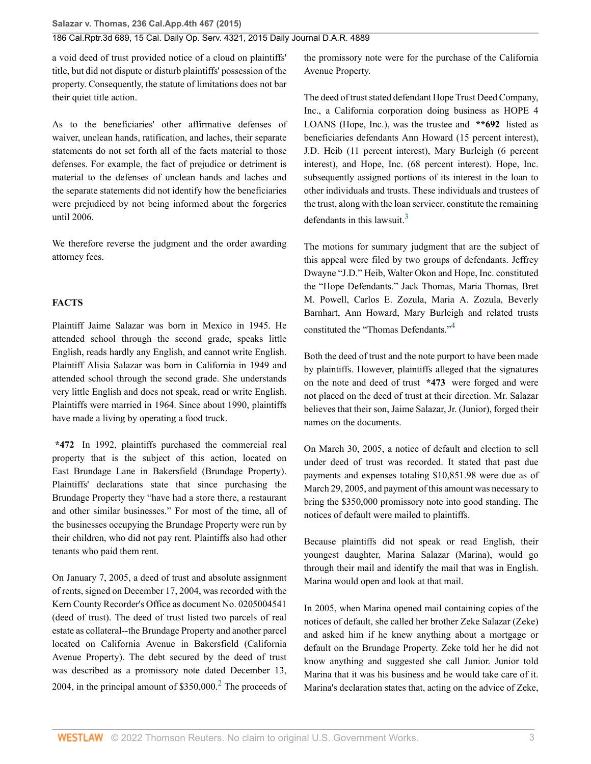a void deed of trust provided notice of a cloud on plaintiffs' title, but did not dispute or disturb plaintiffs' possession of the property. Consequently, the statute of limitations does not bar their quiet title action.

As to the beneficiaries' other affirmative defenses of waiver, unclean hands, ratification, and laches, their separate statements do not set forth all of the facts material to those defenses. For example, the fact of prejudice or detriment is material to the defenses of unclean hands and laches and the separate statements did not identify how the beneficiaries were prejudiced by not being informed about the forgeries until 2006.

We therefore reverse the judgment and the order awarding attorney fees.

## FACTS

Plaintiff Jaime Salazar was born in Mexico in 1945. He attended school through the second grade, speaks little English, reads hardly any English, and cannot write English. Plaintiff Alisia Salazar was born in California in 1949 and attended school through the second grade. She understands very little English and does not speak, read or write English. Plaintiffs were married in 1964. Since about 1990, plaintiffs have made a living by operating a food truck.

**\*472** In 1992, plaintiffs purchased the commercial real property that is the subject of this action, located on East Brundage Lane in Bakersfield (Brundage Property). Plaintiffs' declarations state that since purchasing the Brundage Property they "have had a store there, a restaurant and other similar businesses." For most of the time, all of the businesses occupying the Brundage Property were run by their children, who did not pay rent. Plaintiffs also had other tenants who paid them rent.

On January 7, 2005, a deed of trust and absolute assignment of rents, signed on December 17, 2004, was recorded with the Kern County Recorder's Office as document No. 0205004541 (deed of trust). The deed of trust listed two parcels of real estate as collateral--the Brundage Property and another parcel located on California Avenue in Bakersfield (California Avenue Property). The debt secured by the deed of trust was described as a promissory note dated December 13, 2004, in the principal amount of $350,000.[2] The proceeds of the promissory note were for the purchase of the California Avenue Property.

The deed of trust stated defendant Hope Trust Deed Company, Inc., a California corporation doing business as HOPE 4 LOANS (Hope, Inc.), was the trustee and **\*\*692** listed as beneficiaries defendants Ann Howard (15 percent interest), J.D. Heib (11 percent interest), Mary Burleigh (6 percent interest), and Hope, Inc. (68 percent interest). Hope, Inc. subsequently assigned portions of its interest in the loan to other individuals and trusts. These individuals and trustees of the trust, along with the loan servicer, constitute the remaining defendants in this lawsuit.[3]

The motions for summary judgment that are the subject of this appeal were filed by two groups of defendants. Jeffrey Dwayne "J.D." Heib, Walter Okon and Hope, Inc. constituted the "Hope Defendants." Jack Thomas, Maria Thomas, Bret M. Powell, Carlos E. Zozula, Maria A. Zozula, Beverly Barnhart, Ann Howard, Mary Burleigh and related trusts constituted the "Thomas Defendants."[4]

Both the deed of trust and the note purport to have been made by plaintiffs. However, plaintiffs alleged that the signatures on the note and deed of trust **\*473** were forged and were not placed on the deed of trust at their direction. Mr. Salazar believes that their son, Jaime Salazar, Jr. (Junior), forged their names on the documents.

On March 30, 2005, a notice of default and election to sell under deed of trust was recorded. It stated that past due payments and expenses totaling $10,851.98 were due as of March 29, 2005, and payment of this amount was necessary to bring the $350,000 promissory note into good standing. The notices of default were mailed to plaintiffs.

Because plaintiffs did not speak or read English, their youngest daughter, Marina Salazar (Marina), would go through their mail and identify the mail that was in English. Marina would open and look at that mail.

In 2005, when Marina opened mail containing copies of the notices of default, she called her brother Zeke Salazar (Zeke) and asked him if he knew anything about a mortgage or default on the Brundage Property. Zeke told her he did not know anything and suggested she call Junior. Junior told Marina that it was his business and he would take care of it. Marina's declaration states that, acting on the advice of Zeke,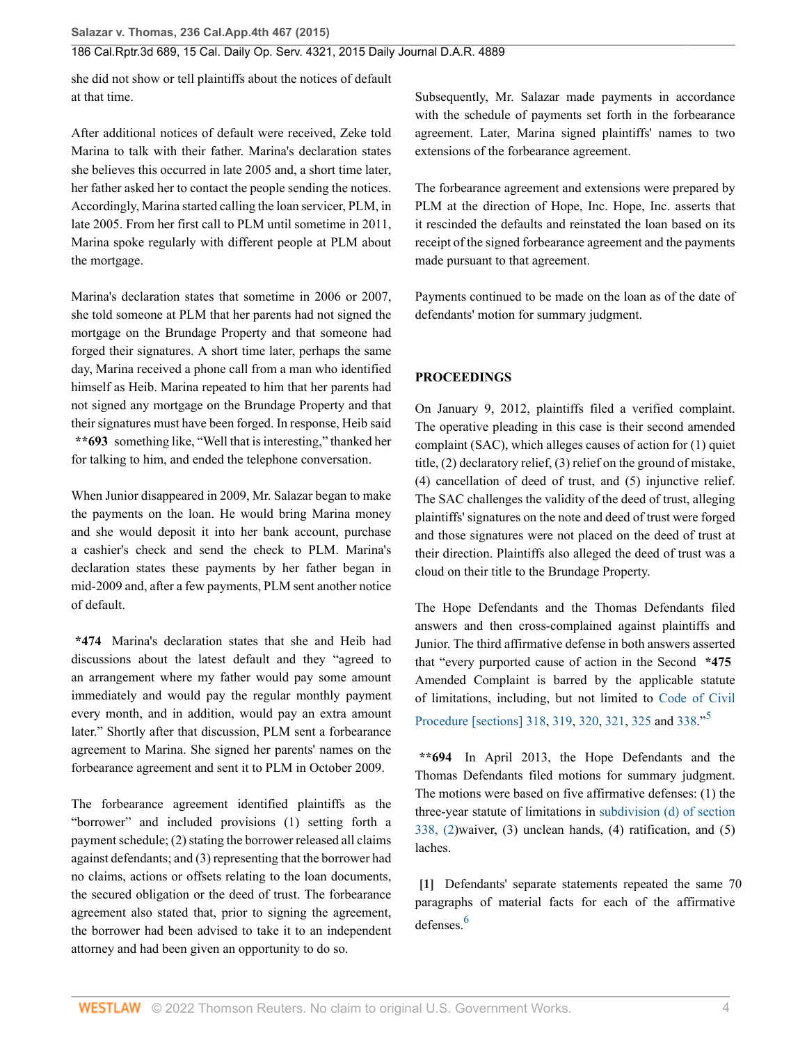she did not show or tell plaintiffs about the notices of default at that time.

After additional notices of default were received, Zeke told Marina to talk with their father. Marina's declaration states she believes this occurred in late 2005 and, a short time later, her father asked her to contact the people sending the notices. Accordingly, Marina started calling the loan servicer, PLM, in late 2005. From her first call to PLM until sometime in 2011, Marina spoke regularly with different people at PLM about the mortgage.

Marina's declaration states that sometime in 2006 or 2007, she told someone at PLM that her parents had not signed the mortgage on the Brundage Property and that someone had forged their signatures. A short time later, perhaps the same day, Marina received a phone call from a man who identified himself as Heib. Marina repeated to him that her parents had not signed any mortgage on the Brundage Property and that their signatures must have been forged. In response, Heib said **\*\*693** something like, "Well that is interesting," thanked her for talking to him, and ended the telephone conversation.

When Junior disappeared in 2009, Mr. Salazar began to make the payments on the loan. He would bring Marina money and she would deposit it into her bank account, purchase a cashier's check and send the check to PLM. Marina's declaration states these payments by her father began in mid-2009 and, after a few payments, PLM sent another notice of default.

**\*474** Marina's declaration states that she and Heib had discussions about the latest default and they "agreed to an arrangement where my father would pay some amount immediately and would pay the regular monthly payment every month, and in addition, would pay an extra amount later." Shortly after that discussion, PLM sent a forbearance agreement to Marina. She signed her parents' names on the forbearance agreement and sent it to PLM in October 2009.

The forbearance agreement identified plaintiffs as the "borrower" and included provisions (1) setting forth a payment schedule; (2) stating the borrower released all claims against defendants; and (3) representing that the borrower had no claims, actions or offsets relating to the loan documents, the secured obligation or the deed of trust. The forbearance agreement also stated that, prior to signing the agreement, the borrower had been advised to take it to an independent attorney and had been given an opportunity to do so.

Subsequently, Mr. Salazar made payments in accordance with the schedule of payments set forth in the forbearance agreement. Later, Marina signed plaintiffs' names to two extensions of the forbearance agreement.

The forbearance agreement and extensions were prepared by PLM at the direction of Hope, Inc. Hope, Inc. asserts that it rescinded the defaults and reinstated the loan based on its receipt of the signed forbearance agreement and the payments made pursuant to that agreement.

Payments continued to be made on the loan as of the date of defendants' motion for summary judgment.

## PROCEEDINGS

On January 9, 2012, plaintiffs filed a verified complaint. The operative pleading in this case is their second amended complaint (SAC), which alleges causes of action for (1) quiet title, (2) declaratory relief, (3) relief on the ground of mistake, (4) cancellation of deed of trust, and (5) injunctive relief. The SAC challenges the validity of the deed of trust, alleging plaintiffs' signatures on the note and deed of trust were forged and those signatures were not placed on the deed of trust at their direction. Plaintiffs also alleged the deed of trust was a cloud on their title to the Brundage Property.

The Hope Defendants and the Thomas Defendants filed answers and then cross-complained against plaintiffs and Junior. The third affirmative defense in both answers asserted that "every purported cause of action in the Second **\*475** Amended Complaint is barred by the applicable statute of limitations, including, but not limited to Code of Civil Procedure [sections] 318, 319, 320, 321, 325 and 338."[5]

**\*\*694** In April 2013, the Hope Defendants and the Thomas Defendants filed motions for summary judgment. The motions were based on five affirmative defenses: (1) the three-year statute of limitations in subdivision (d) of section 338, (2)waiver, (3) unclean hands, (4) ratification, and (5) laches.

**[1]** Defendants' separate statements repeated the same 70 paragraphs of material facts for each of the affirmative defenses.[6]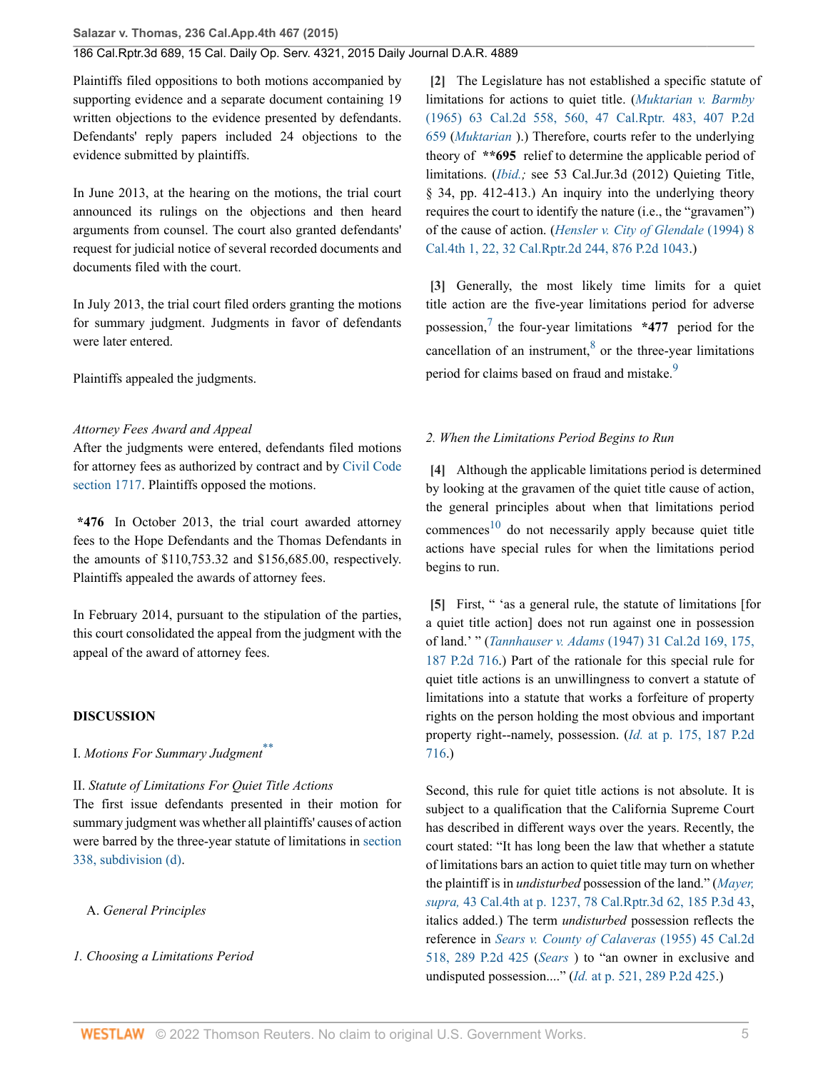Plaintiffs filed oppositions to both motions accompanied by supporting evidence and a separate document containing 19 written objections to the evidence presented by defendants. Defendants' reply papers included 24 objections to the evidence submitted by plaintiffs.

In June 2013, at the hearing on the motions, the trial court announced its rulings on the objections and then heard arguments from counsel. The court also granted defendants' request for judicial notice of several recorded documents and documents filed with the court.

In July 2013, the trial court filed orders granting the motions for summary judgment. Judgments in favor of defendants were later entered.

Plaintiffs appealed the judgments.

*Attorney Fees Award and Appeal*

After the judgments were entered, defendants filed motions for attorney fees as authorized by contract and by Civil Code section 1717. Plaintiffs opposed the motions.

**\*476** In October 2013, the trial court awarded attorney fees to the Hope Defendants and the Thomas Defendants in the amounts of $110,753.32 and $156,685.00, respectively. Plaintiffs appealed the awards of attorney fees.

In February 2014, pursuant to the stipulation of the parties, this court consolidated the appeal from the judgment with the appeal of the award of attorney fees.

**DISCUSSION**

I. *Motions For Summary Judgment*[**]

II. *Statute of Limitations For Quiet Title Actions*

The first issue defendants presented in their motion for summary judgment was whether all plaintiffs' causes of action were barred by the three-year statute of limitations in section 338, subdivision (d).

A. *General Principles*

*1. Choosing a Limitations Period*

**[2]** The Legislature has not established a specific statute of limitations for actions to quiet title. (*Muktarian v. Barmby* (1965) 63 Cal.2d 558, 560, 47 Cal.Rptr. 483, 407 P.2d 659 (*Muktarian* ).) Therefore, courts refer to the underlying theory of **\*\*695** relief to determine the applicable period of limitations. (*Ibid.;* see 53 Cal.Jur.3d (2012) Quieting Title, § 34, pp. 412-413.) An inquiry into the underlying theory requires the court to identify the nature (i.e., the "gravamen") of the cause of action. (*Hensler v. City of Glendale* (1994) 8 Cal.4th 1, 22, 32 Cal.Rptr.2d 244, 876 P.2d 1043.)

**[3]** Generally, the most likely time limits for a quiet title action are the five-year limitations period for adverse possession,[7] the four-year limitations **\*477** period for the cancellation of an instrument,[8] or the three-year limitations period for claims based on fraud and mistake.[9]

*2. When the Limitations Period Begins to Run*

**[4]** Although the applicable limitations period is determined by looking at the gravamen of the quiet title cause of action, the general principles about when that limitations period commences[10] do not necessarily apply because quiet title actions have special rules for when the limitations period begins to run.

**[5]** First, " 'as a general rule, the statute of limitations [for a quiet title action] does not run against one in possession of land.' " (*Tannhauser v. Adams* (1947) 31 Cal.2d 169, 175, 187 P.2d 716.) Part of the rationale for this special rule for quiet title actions is an unwillingness to convert a statute of limitations into a statute that works a forfeiture of property rights on the person holding the most obvious and important property right--namely, possession. (*Id.* at p. 175, 187 P.2d 716.)

Second, this rule for quiet title actions is not absolute. It is subject to a qualification that the California Supreme Court has described in different ways over the years. Recently, the court stated: "It has long been the law that whether a statute of limitations bars an action to quiet title may turn on whether the plaintiff is in *undisturbed* possession of the land." (*Mayer, supra,* 43 Cal.4th at p. 1237, 78 Cal.Rptr.3d 62, 185 P.3d 43, italics added.) The term *undisturbed* possession reflects the reference in *Sears v. County of Calaveras* (1955) 45 Cal.2d 518, 289 P.2d 425 (*Sears* ) to "an owner in exclusive and undisputed possession...." (*Id.* at p. 521, 289 P.2d 425.)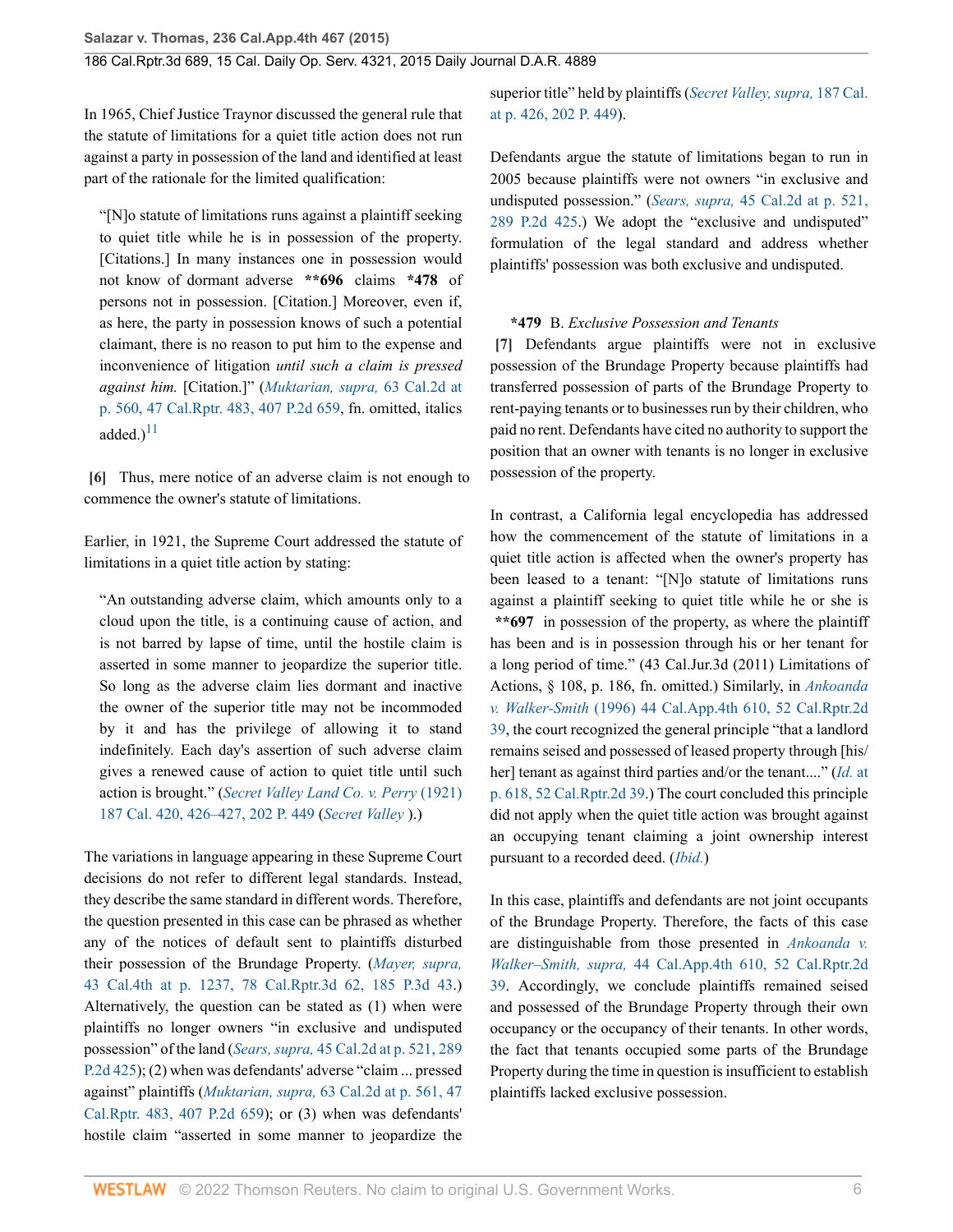In 1965, Chief Justice Traynor discussed the general rule that the statute of limitations for a quiet title action does not run against a party in possession of the land and identified at least part of the rationale for the limited qualification:

> "[N]o statute of limitations runs against a plaintiff seeking to quiet title while he is in possession of the property. [Citations.] In many instances one in possession would not know of dormant adverse **\*\*696** claims **\*478** of persons not in possession. [Citation.] Moreover, even if, as here, the party in possession knows of such a potential claimant, there is no reason to put him to the expense and inconvenience of litigation *until such a claim is pressed against him.* [Citation.]" (*Muktarian, supra,* 63 Cal.2d at p. 560, 47 Cal.Rptr. 483, 407 P.2d 659, fn. omitted, italics added.)[11]

**[6]** Thus, mere notice of an adverse claim is not enough to commence the owner's statute of limitations.

Earlier, in 1921, the Supreme Court addressed the statute of limitations in a quiet title action by stating:

> "An outstanding adverse claim, which amounts only to a cloud upon the title, is a continuing cause of action, and is not barred by lapse of time, until the hostile claim is asserted in some manner to jeopardize the superior title. So long as the adverse claim lies dormant and inactive the owner of the superior title may not be incommoded by it and has the privilege of allowing it to stand indefinitely. Each day's assertion of such adverse claim gives a renewed cause of action to quiet title until such action is brought." (*Secret Valley Land Co. v. Perry* (1921) 187 Cal. 420, 426–427, 202 P. 449 (*Secret Valley* ).)

The variations in language appearing in these Supreme Court decisions do not refer to different legal standards. Instead, they describe the same standard in different words. Therefore, the question presented in this case can be phrased as whether any of the notices of default sent to plaintiffs disturbed their possession of the Brundage Property. (*Mayer, supra,* 43 Cal.4th at p. 1237, 78 Cal.Rptr.3d 62, 185 P.3d 43.) Alternatively, the question can be stated as (1) when were plaintiffs no longer owners "in exclusive and undisputed possession" of the land (*Sears, supra,* 45 Cal.2d at p. 521, 289 P.2d 425); (2) when was defendants' adverse "claim ... pressed against" plaintiffs (*Muktarian, supra,* 63 Cal.2d at p. 561, 47 Cal.Rptr. 483, 407 P.2d 659); or (3) when was defendants' hostile claim "asserted in some manner to jeopardize the superior title" held by plaintiffs (*Secret Valley, supra,* 187 Cal. at p. 426, 202 P. 449).

Defendants argue the statute of limitations began to run in 2005 because plaintiffs were not owners "in exclusive and undisputed possession." (*Sears, supra,* 45 Cal.2d at p. 521, 289 P.2d 425.) We adopt the "exclusive and undisputed" formulation of the legal standard and address whether plaintiffs' possession was both exclusive and undisputed.

### **\*479** B. *Exclusive Possession and Tenants*

**[7]** Defendants argue plaintiffs were not in exclusive possession of the Brundage Property because plaintiffs had transferred possession of parts of the Brundage Property to rent-paying tenants or to businesses run by their children, who paid no rent. Defendants have cited no authority to support the position that an owner with tenants is no longer in exclusive possession of the property.

In contrast, a California legal encyclopedia has addressed how the commencement of the statute of limitations in a quiet title action is affected when the owner's property has been leased to a tenant: "[N]o statute of limitations runs against a plaintiff seeking to quiet title while he or she is **\*\*697** in possession of the property, as where the plaintiff has been and is in possession through his or her tenant for a long period of time." (43 Cal.Jur.3d (2011) Limitations of Actions, § 108, p. 186, fn. omitted.) Similarly, in *Ankoanda v. Walker-Smith* (1996) 44 Cal.App.4th 610, 52 Cal.Rptr.2d 39, the court recognized the general principle "that a landlord remains seised and possessed of leased property through [his/her] tenant as against third parties and/or the tenant...." (*Id.* at p. 618, 52 Cal.Rptr.2d 39.) The court concluded this principle did not apply when the quiet title action was brought against an occupying tenant claiming a joint ownership interest pursuant to a recorded deed. (*Ibid.*)

In this case, plaintiffs and defendants are not joint occupants of the Brundage Property. Therefore, the facts of this case are distinguishable from those presented in *Ankoanda v. Walker–Smith, supra,* 44 Cal.App.4th 610, 52 Cal.Rptr.2d 39. Accordingly, we conclude plaintiffs remained seised and possessed of the Brundage Property through their own occupancy or the occupancy of their tenants. In other words, the fact that tenants occupied some parts of the Brundage Property during the time in question is insufficient to establish plaintiffs lacked exclusive possession.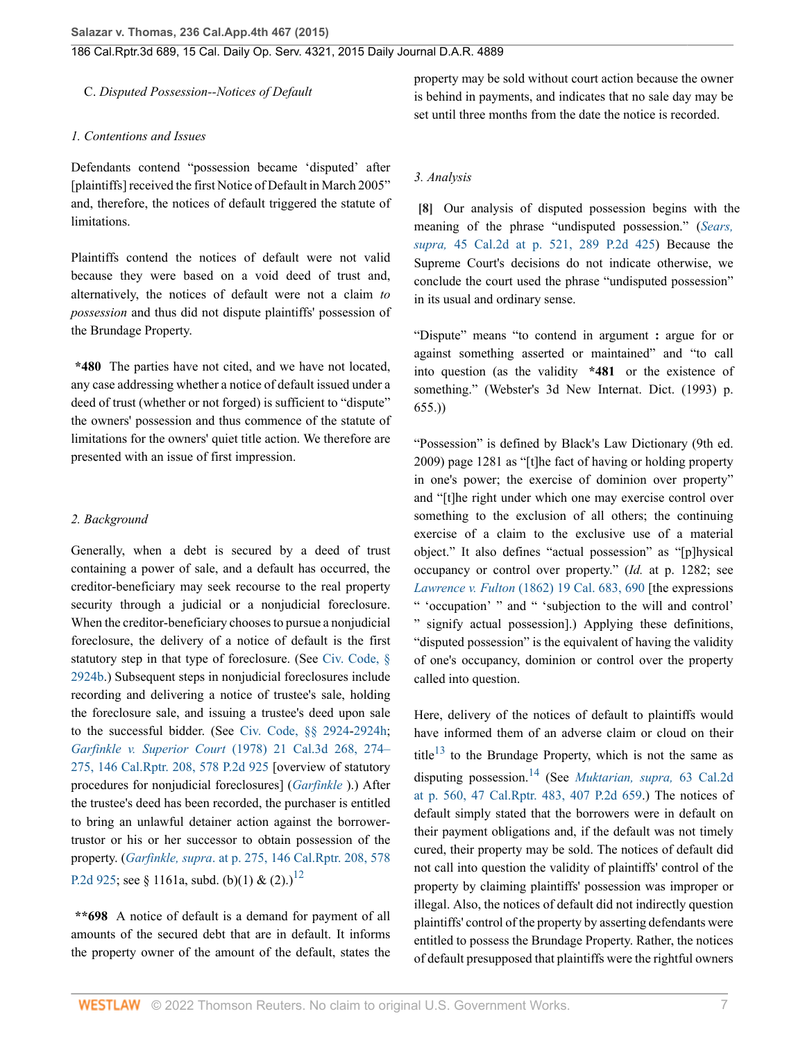C. *Disputed Possession--Notices of Default*

*1. Contentions and Issues*

Defendants contend "possession became 'disputed' after [plaintiffs] received the first Notice of Default in March 2005" and, therefore, the notices of default triggered the statute of limitations.

Plaintiffs contend the notices of default were not valid because they were based on a void deed of trust and, alternatively, the notices of default were not a claim *to possession* and thus did not dispute plaintiffs' possession of the Brundage Property.

**\*480** The parties have not cited, and we have not located, any case addressing whether a notice of default issued under a deed of trust (whether or not forged) is sufficient to "dispute" the owners' possession and thus commence of the statute of limitations for the owners' quiet title action. We therefore are presented with an issue of first impression.

*2. Background*

Generally, when a debt is secured by a deed of trust containing a power of sale, and a default has occurred, the creditor-beneficiary may seek recourse to the real property security through a judicial or a nonjudicial foreclosure. When the creditor-beneficiary chooses to pursue a nonjudicial foreclosure, the delivery of a notice of default is the first statutory step in that type of foreclosure. (See Civ. Code, § 2924b.) Subsequent steps in nonjudicial foreclosures include recording and delivering a notice of trustee's sale, holding the foreclosure sale, and issuing a trustee's deed upon sale to the successful bidder. (See Civ. Code, §§ 2924-2924h; *Garfinkle v. Superior Court* (1978) 21 Cal.3d 268, 274–275, 146 Cal.Rptr. 208, 578 P.2d 925 [overview of statutory procedures for nonjudicial foreclosures] (*Garfinkle* ).) After the trustee's deed has been recorded, the purchaser is entitled to bring an unlawful detainer action against the borrower-trustor or his or her successor to obtain possession of the property. (*Garfinkle, supra*. at p. 275, 146 Cal.Rptr. 208, 578 P.2d 925; see § 1161a, subd. (b)(1) & (2).)[12]

**\*\*698** A notice of default is a demand for payment of all amounts of the secured debt that are in default. It informs the property owner of the amount of the default, states the property may be sold without court action because the owner is behind in payments, and indicates that no sale day may be set until three months from the date the notice is recorded.

*3. Analysis*

**[8]** Our analysis of disputed possession begins with the meaning of the phrase "undisputed possession." (*Sears, supra,* 45 Cal.2d at p. 521, 289 P.2d 425) Because the Supreme Court's decisions do not indicate otherwise, we conclude the court used the phrase "undisputed possession" in its usual and ordinary sense.

"Dispute" means "to contend in argument **:** argue for or against something asserted or maintained" and "to call into question (as the validity **\*481** or the existence of something." (Webster's 3d New Internat. Dict. (1993) p. 655.))

"Possession" is defined by Black's Law Dictionary (9th ed. 2009) page 1281 as "[t]he fact of having or holding property in one's power; the exercise of dominion over property" and "[t]he right under which one may exercise control over something to the exclusion of all others; the continuing exercise of a claim to the exclusive use of a material object." It also defines "actual possession" as "[p]hysical occupancy or control over property." (*Id.* at p. 1282; see *Lawrence v. Fulton* (1862) 19 Cal. 683, 690 [the expressions " 'occupation' " and " 'subjection to the will and control' " signify actual possession].) Applying these definitions, "disputed possession" is the equivalent of having the validity of one's occupancy, dominion or control over the property called into question.

Here, delivery of the notices of default to plaintiffs would have informed them of an adverse claim or cloud on their title[13] to the Brundage Property, which is not the same as disputing possession.[14] (See *Muktarian, supra,* 63 Cal.2d at p. 560, 47 Cal.Rptr. 483, 407 P.2d 659.) The notices of default simply stated that the borrowers were in default on their payment obligations and, if the default was not timely cured, their property may be sold. The notices of default did not call into question the validity of plaintiffs' control of the property by claiming plaintiffs' possession was improper or illegal. Also, the notices of default did not indirectly question plaintiffs' control of the property by asserting defendants were entitled to possess the Brundage Property. Rather, the notices of default presupposed that plaintiffs were the rightful owners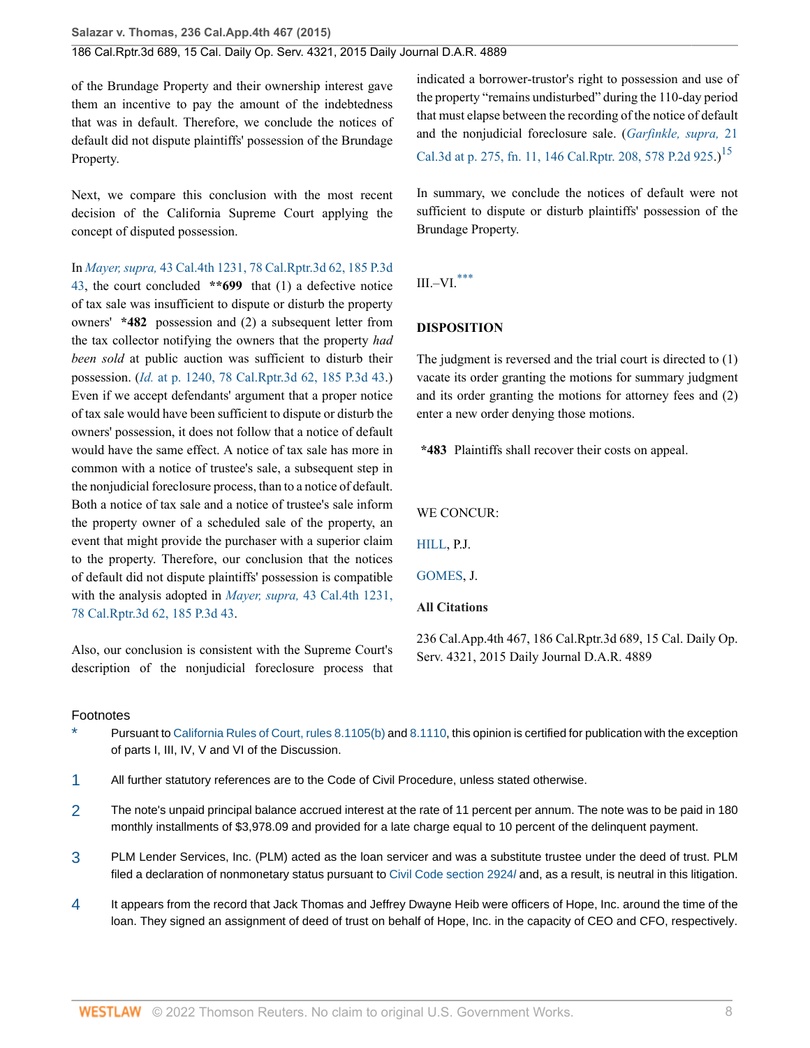of the Brundage Property and their ownership interest gave them an incentive to pay the amount of the indebtedness that was in default. Therefore, we conclude the notices of default did not dispute plaintiffs' possession of the Brundage Property.

Next, we compare this conclusion with the most recent decision of the California Supreme Court applying the concept of disputed possession.

In *Mayer, supra,* 43 Cal.4th 1231, 78 Cal.Rptr.3d 62, 185 P.3d 43, the court concluded **\*\*699** that (1) a defective notice of tax sale was insufficient to dispute or disturb the property owners' **\*482** possession and (2) a subsequent letter from the tax collector notifying the owners that the property *had been sold* at public auction was sufficient to disturb their possession. (*Id.* at p. 1240, 78 Cal.Rptr.3d 62, 185 P.3d 43.) Even if we accept defendants' argument that a proper notice of tax sale would have been sufficient to dispute or disturb the owners' possession, it does not follow that a notice of default would have the same effect. A notice of tax sale has more in common with a notice of trustee's sale, a subsequent step in the nonjudicial foreclosure process, than to a notice of default. Both a notice of tax sale and a notice of trustee's sale inform the property owner of a scheduled sale of the property, an event that might provide the purchaser with a superior claim to the property. Therefore, our conclusion that the notices of default did not dispute plaintiffs' possession is compatible with the analysis adopted in *Mayer, supra,* 43 Cal.4th 1231, 78 Cal.Rptr.3d 62, 185 P.3d 43.

Also, our conclusion is consistent with the Supreme Court's description of the nonjudicial foreclosure process that indicated a borrower-trustor's right to possession and use of the property "remains undisturbed" during the 110-day period that must elapse between the recording of the notice of default and the nonjudicial foreclosure sale. (*Garfinkle, supra,* 21 Cal.3d at p. 275, fn. 11, 146 Cal.Rptr. 208, 578 P.2d 925.)[15]

In summary, we conclude the notices of default were not sufficient to dispute or disturb plaintiffs' possession of the Brundage Property.

III.–VI.[***]

## DISPOSITION

The judgment is reversed and the trial court is directed to (1) vacate its order granting the motions for summary judgment and its order granting the motions for attorney fees and (2) enter a new order denying those motions.

**\*483** Plaintiffs shall recover their costs on appeal.

WE CONCUR:

HILL, P.J.

GOMES, J.

**All Citations**

236 Cal.App.4th 467, 186 Cal.Rptr.3d 689, 15 Cal. Daily Op. Serv. 4321, 2015 Daily Journal D.A.R. 4889

## Footnotes

\* Pursuant to California Rules of Court, rules 8.1105(b) and 8.1110, this opinion is certified for publication with the exception of parts I, III, IV, V and VI of the Discussion.

1 All further statutory references are to the Code of Civil Procedure, unless stated otherwise.

2 The note's unpaid principal balance accrued interest at the rate of 11 percent per annum. The note was to be paid in 180 monthly installments of $3,978.09 and provided for a late charge equal to 10 percent of the delinquent payment.

3 PLM Lender Services, Inc. (PLM) acted as the loan servicer and was a substitute trustee under the deed of trust. PLM filed a declaration of nonmonetary status pursuant to Civil Code section 2924l and, as a result, is neutral in this litigation.

4 It appears from the record that Jack Thomas and Jeffrey Dwayne Heib were officers of Hope, Inc. around the time of the loan. They signed an assignment of deed of trust on behalf of Hope, Inc. in the capacity of CEO and CFO, respectively.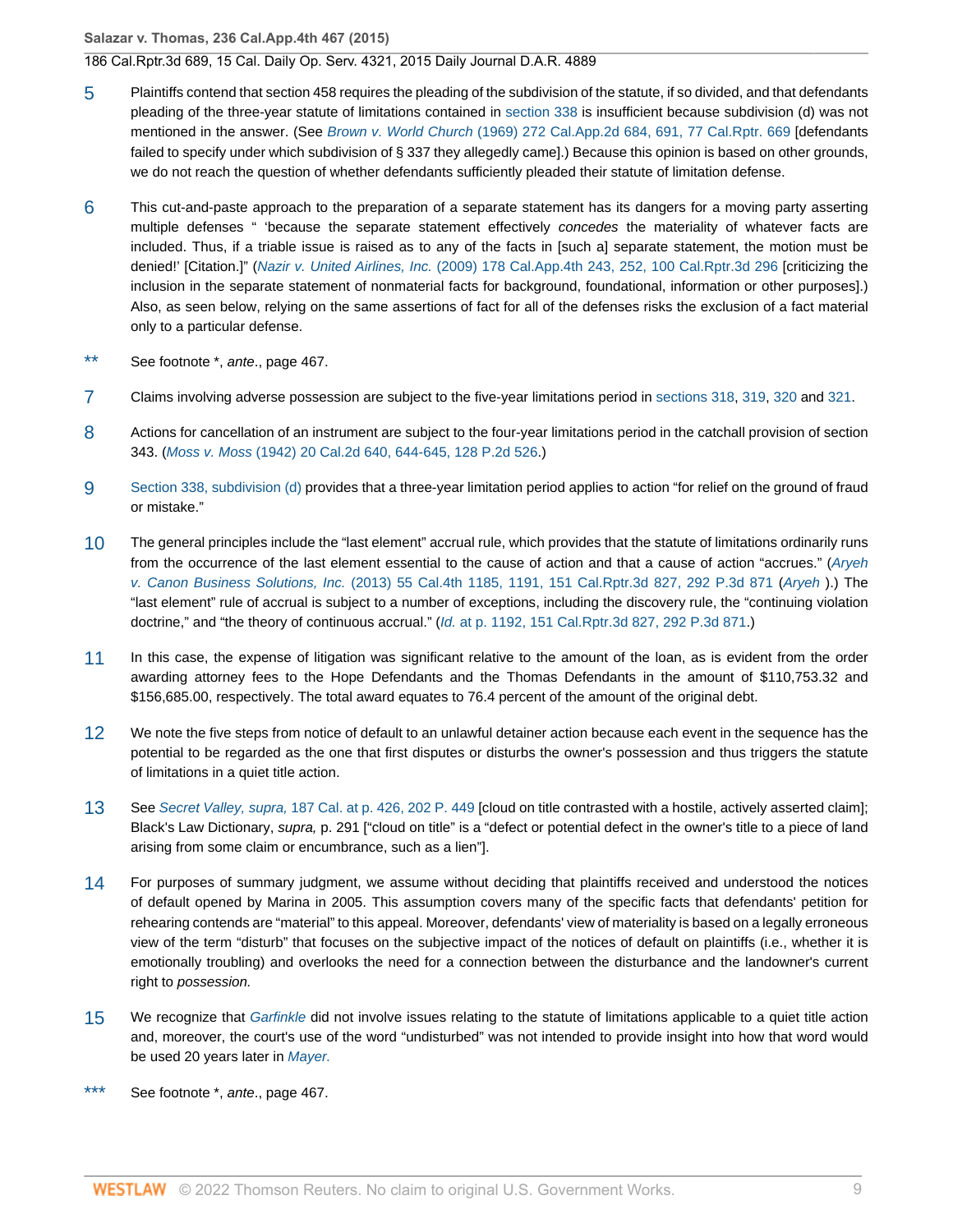5 Plaintiffs contend that section 458 requires the pleading of the subdivision of the statute, if so divided, and that defendants pleading of the three-year statute of limitations contained in section 338 is insufficient because subdivision (d) was not mentioned in the answer. (See *Brown v. World Church* (1969) 272 Cal.App.2d 684, 691, 77 Cal.Rptr. 669 [defendants failed to specify under which subdivision of § 337 they allegedly came].) Because this opinion is based on other grounds, we do not reach the question of whether defendants sufficiently pleaded their statute of limitation defense.

6 This cut-and-paste approach to the preparation of a separate statement has its dangers for a moving party asserting multiple defenses " 'because the separate statement effectively *concedes* the materiality of whatever facts are included. Thus, if a triable issue is raised as to any of the facts in [such a] separate statement, the motion must be denied!' [Citation.]" (*Nazir v. United Airlines, Inc.* (2009) 178 Cal.App.4th 243, 252, 100 Cal.Rptr.3d 296 [criticizing the inclusion in the separate statement of nonmaterial facts for background, foundational, information or other purposes].) Also, as seen below, relying on the same assertions of fact for all of the defenses risks the exclusion of a fact material only to a particular defense.

** See footnote *, *ante*., page 467.

7 Claims involving adverse possession are subject to the five-year limitations period in sections 318, 319, 320 and 321.

8 Actions for cancellation of an instrument are subject to the four-year limitations period in the catchall provision of section 343. (*Moss v. Moss* (1942) 20 Cal.2d 640, 644-645, 128 P.2d 526.)

9 Section 338, subdivision (d) provides that a three-year limitation period applies to action "for relief on the ground of fraud or mistake."

10 The general principles include the "last element" accrual rule, which provides that the statute of limitations ordinarily runs from the occurrence of the last element essential to the cause of action and that a cause of action "accrues." (*Aryeh v. Canon Business Solutions, Inc.* (2013) 55 Cal.4th 1185, 1191, 151 Cal.Rptr.3d 827, 292 P.3d 871 (*Aryeh* ).) The "last element" rule of accrual is subject to a number of exceptions, including the discovery rule, the "continuing violation doctrine," and "the theory of continuous accrual." (*Id.* at p. 1192, 151 Cal.Rptr.3d 827, 292 P.3d 871.)

11 In this case, the expense of litigation was significant relative to the amount of the loan, as is evident from the order awarding attorney fees to the Hope Defendants and the Thomas Defendants in the amount of $110,753.32 and $156,685.00, respectively. The total award equates to 76.4 percent of the amount of the original debt.

12 We note the five steps from notice of default to an unlawful detainer action because each event in the sequence has the potential to be regarded as the one that first disputes or disturbs the owner's possession and thus triggers the statute of limitations in a quiet title action.

13 See *Secret Valley, supra,* 187 Cal. at p. 426, 202 P. 449 [cloud on title contrasted with a hostile, actively asserted claim]; Black's Law Dictionary, *supra,* p. 291 ["cloud on title" is a "defect or potential defect in the owner's title to a piece of land arising from some claim or encumbrance, such as a lien"].

14 For purposes of summary judgment, we assume without deciding that plaintiffs received and understood the notices of default opened by Marina in 2005. This assumption covers many of the specific facts that defendants' petition for rehearing contends are "material" to this appeal. Moreover, defendants' view of materiality is based on a legally erroneous view of the term "disturb" that focuses on the subjective impact of the notices of default on plaintiffs (i.e., whether it is emotionally troubling) and overlooks the need for a connection between the disturbance and the landowner's current right to *possession.*

15 We recognize that *Garfinkle* did not involve issues relating to the statute of limitations applicable to a quiet title action and, moreover, the court's use of the word "undisturbed" was not intended to provide insight into how that word would be used 20 years later in *Mayer.*

*** See footnote *, *ante*., page 467.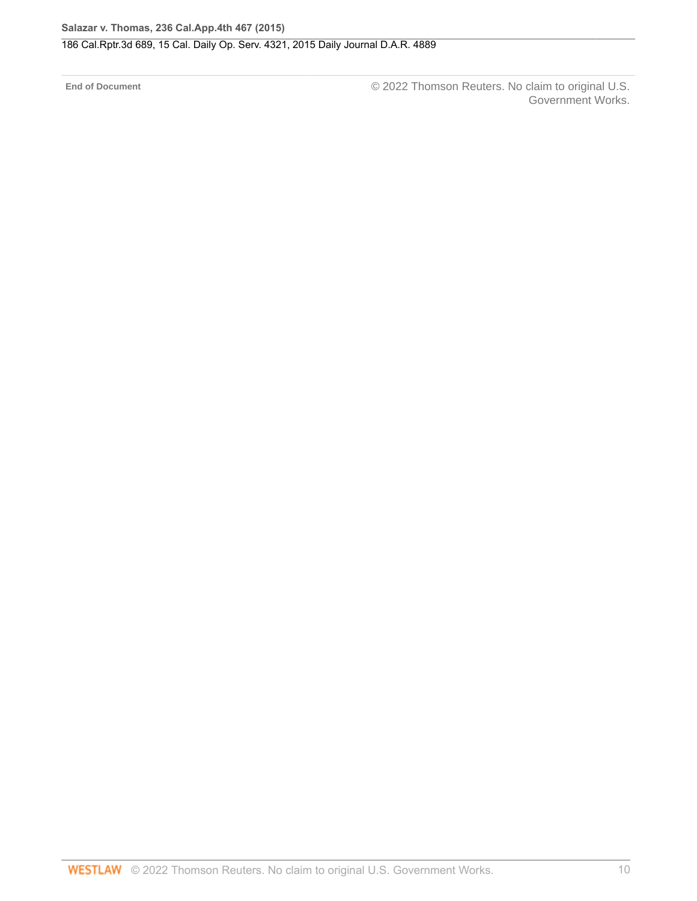**End of Document**

© 2022 Thomson Reuters. No claim to original U.S. Government Works.